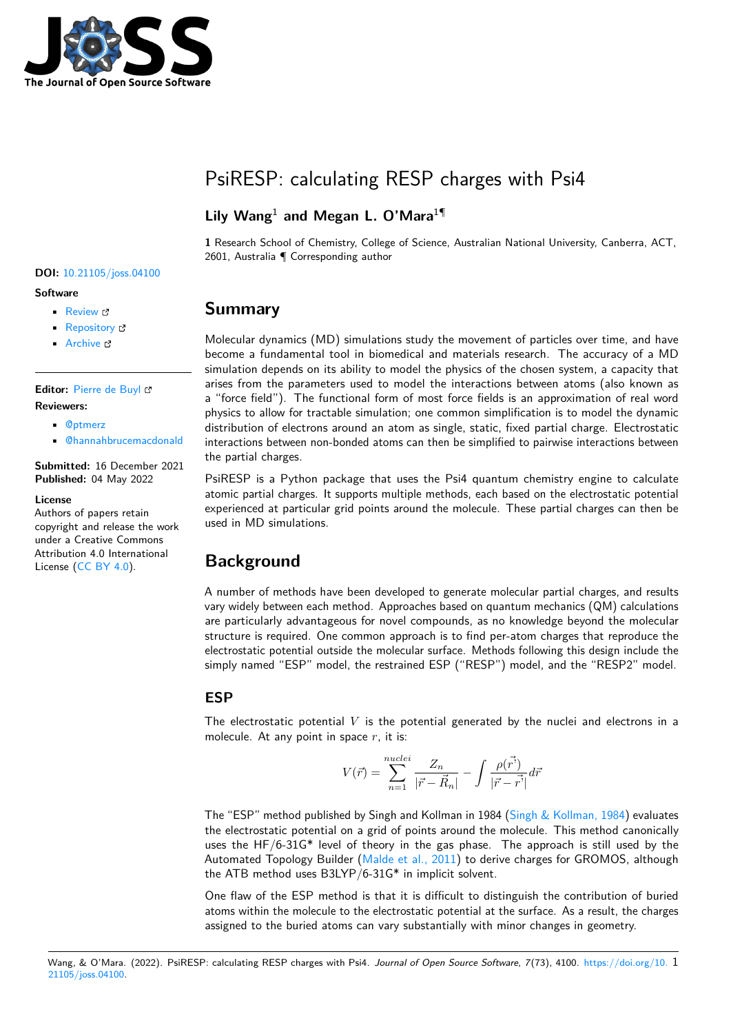# PsiRESP: calculating RESP charges with Psi4

**Lily Wang**[1] **and Megan L. O'Mara**[1¶]

**1** Research School of Chemistry, College of Science, Australian National University, Canberra, ACT, 2601, Australia ¶ Corresponding author

**DOI:** 10.21105/joss.04100

**Software**

- Review
- Repository
- Archive

**Editor:** Pierre de Buyl

**Reviewers:**

- @ptmerz
- @hannahbrucemacdonald

**Submitted:** 16 December 2021
**Published:** 04 May 2022

**License**
Authors of papers retain copyright and release the work under a Creative Commons Attribution 4.0 International License (CC BY 4.0).

## Summary

Molecular dynamics (MD) simulations study the movement of particles over time, and have become a fundamental tool in biomedical and materials research. The accuracy of a MD simulation depends on its ability to model the physics of the chosen system, a capacity that arises from the parameters used to model the interactions between atoms (also known as a "force field"). The functional form of most force fields is an approximation of real word physics to allow for tractable simulation; one common simplification is to model the dynamic distribution of electrons around an atom as single, static, fixed partial charge. Electrostatic interactions between non-bonded atoms can then be simplified to pairwise interactions between the partial charges.

PsiRESP is a Python package that uses the Psi4 quantum chemistry engine to calculate atomic partial charges. It supports multiple methods, each based on the electrostatic potential experienced at particular grid points around the molecule. These partial charges can then be used in MD simulations.

## Background

A number of methods have been developed to generate molecular partial charges, and results vary widely between each method. Approaches based on quantum mechanics (QM) calculations are particularly advantageous for novel compounds, as no knowledge beyond the molecular structure is required. One common approach is to find per-atom charges that reproduce the electrostatic potential outside the molecular surface. Methods following this design include the simply named "ESP" model, the restrained ESP ("RESP") model, and the "RESP2" model.

### ESP

The electrostatic potential $V$ is the potential generated by the nuclei and electrons in a molecule. At any point in space $r$, it is:

$$V(\vec{r}) = \sum_{n=1}^{nuclei} \frac{Z_n}{|\vec{r} - \vec{R}_n|} - \int \frac{\rho(\vec{r'})}{|\vec{r} - \vec{r'}|} d\vec{r}$$

The "ESP" method published by Singh and Kollman in 1984 (Singh & Kollman, 1984) evaluates the electrostatic potential on a grid of points around the molecule. This method canonically uses the HF/6-31G* level of theory in the gas phase. The approach is still used by the Automated Topology Builder (Malde et al., 2011) to derive charges for GROMOS, although the ATB method uses B3LYP/6-31G* in implicit solvent.

One flaw of the ESP method is that it is difficult to distinguish the contribution of buried atoms within the molecule to the electrostatic potential at the surface. As a result, the charges assigned to the buried atoms can vary substantially with minor changes in geometry.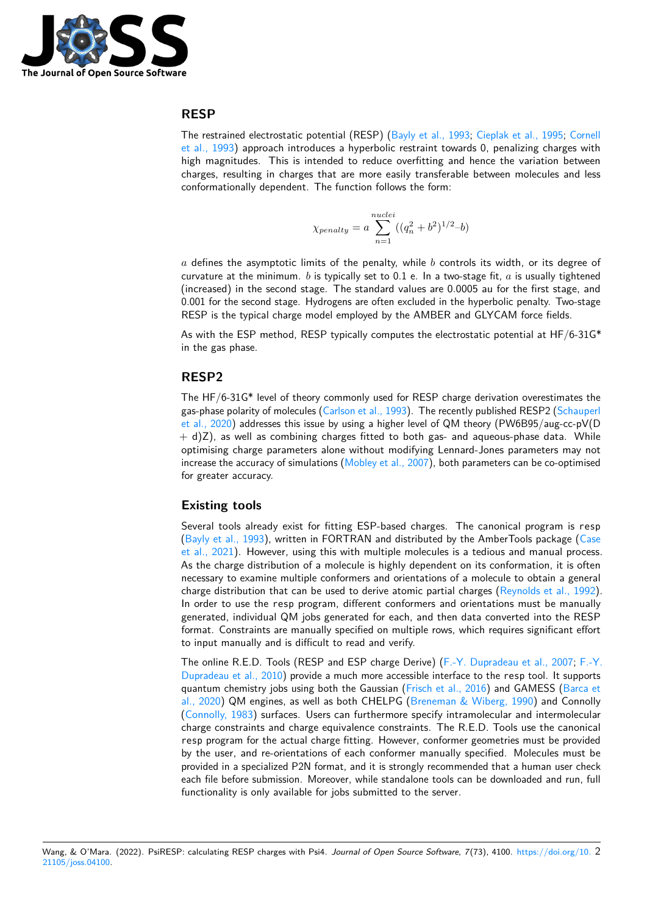## RESP

The restrained electrostatic potential (RESP) (Bayly et al., 1993; Cieplak et al., 1995; Cornell et al., 1993) approach introduces a hyperbolic restraint towards 0, penalizing charges with high magnitudes. This is intended to reduce overfitting and hence the variation between charges, resulting in charges that are more easily transferable between molecules and less conformationally dependent. The function follows the form:

$$\chi_{penalty} = a \sum_{n=1}^{nuclei} ((q_n^2 + b^2)^{1/2} - b)$$

$a$ defines the asymptotic limits of the penalty, while $b$ controls its width, or its degree of curvature at the minimum. $b$ is typically set to 0.1 e. In a two-stage fit, $a$ is usually tightened (increased) in the second stage. The standard values are 0.0005 au for the first stage, and 0.001 for the second stage. Hydrogens are often excluded in the hyperbolic penalty. Two-stage RESP is the typical charge model employed by the AMBER and GLYCAM force fields.

As with the ESP method, RESP typically computes the electrostatic potential at HF/6-31G* in the gas phase.

## RESP2

The HF/6-31G* level of theory commonly used for RESP charge derivation overestimates the gas-phase polarity of molecules (Carlson et al., 1993). The recently published RESP2 (Schauperl et al., 2020) addresses this issue by using a higher level of QM theory (PW6B95/aug-cc-pV(D + d)Z), as well as combining charges fitted to both gas- and aqueous-phase data. While optimising charge parameters alone without modifying Lennard-Jones parameters may not increase the accuracy of simulations (Mobley et al., 2007), both parameters can be co-optimised for greater accuracy.

## Existing tools

Several tools already exist for fitting ESP-based charges. The canonical program is `resp` (Bayly et al., 1993), written in FORTRAN and distributed by the AmberTools package (Case et al., 2021). However, using this with multiple molecules is a tedious and manual process. As the charge distribution of a molecule is highly dependent on its conformation, it is often necessary to examine multiple conformers and orientations of a molecule to obtain a general charge distribution that can be used to derive atomic partial charges (Reynolds et al., 1992). In order to use the `resp` program, different conformers and orientations must be manually generated, individual QM jobs generated for each, and then data converted into the RESP format. Constraints are manually specified on multiple rows, which requires significant effort to input manually and is difficult to read and verify.

The online R.E.D. Tools (RESP and ESP charge Derive) (F.-Y. Dupradeau et al., 2007; F.-Y. Dupradeau et al., 2010) provide a much more accessible interface to the `resp` tool. It supports quantum chemistry jobs using both the Gaussian (Frisch et al., 2016) and GAMESS (Barca et al., 2020) QM engines, as well as both CHELPG (Breneman & Wiberg, 1990) and Connolly (Connolly, 1983) surfaces. Users can furthermore specify intramolecular and intermolecular charge constraints and charge equivalence constraints. The R.E.D. Tools use the canonical `resp` program for the actual charge fitting. However, conformer geometries must be provided by the user, and re-orientations of each conformer manually specified. Molecules must be provided in a specialized P2N format, and it is strongly recommended that a human user check each file before submission. Moreover, while standalone tools can be downloaded and run, full functionality is only available for jobs submitted to the server.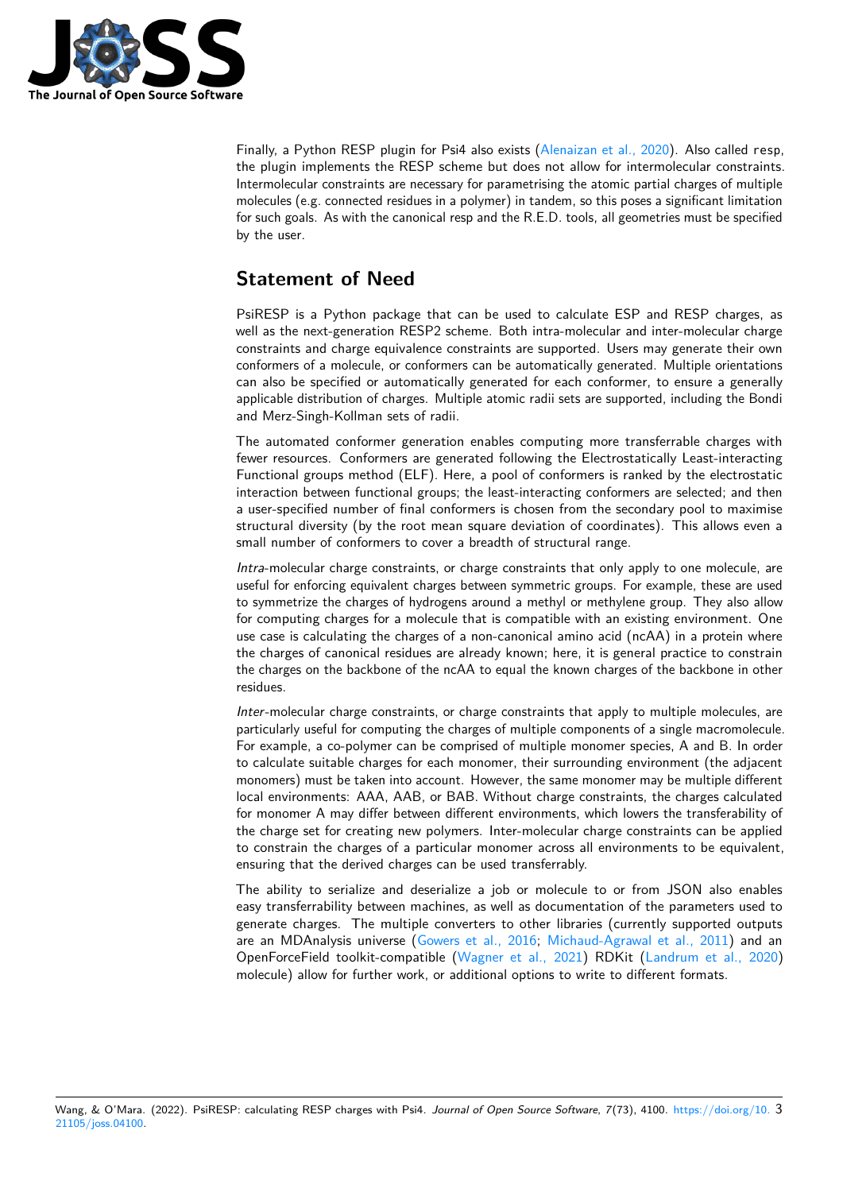Finally, a Python RESP plugin for Psi4 also exists (Alenaizan et al., 2020). Also called `resp`, the plugin implements the RESP scheme but does not allow for intermolecular constraints. Intermolecular constraints are necessary for parametrising the atomic partial charges of multiple molecules (e.g. connected residues in a polymer) in tandem, so this poses a significant limitation for such goals. As with the canonical resp and the R.E.D. tools, all geometries must be specified by the user.

# Statement of Need

PsiRESP is a Python package that can be used to calculate ESP and RESP charges, as well as the next-generation RESP2 scheme. Both intra-molecular and inter-molecular charge constraints and charge equivalence constraints are supported. Users may generate their own conformers of a molecule, or conformers can be automatically generated. Multiple orientations can also be specified or automatically generated for each conformer, to ensure a generally applicable distribution of charges. Multiple atomic radii sets are supported, including the Bondi and Merz-Singh-Kollman sets of radii.

The automated conformer generation enables computing more transferrable charges with fewer resources. Conformers are generated following the Electrostatically Least-interacting Functional groups method (ELF). Here, a pool of conformers is ranked by the electrostatic interaction between functional groups; the least-interacting conformers are selected; and then a user-specified number of final conformers is chosen from the secondary pool to maximise structural diversity (by the root mean square deviation of coordinates). This allows even a small number of conformers to cover a breadth of structural range.

*Intra*-molecular charge constraints, or charge constraints that only apply to one molecule, are useful for enforcing equivalent charges between symmetric groups. For example, these are used to symmetrize the charges of hydrogens around a methyl or methylene group. They also allow for computing charges for a molecule that is compatible with an existing environment. One use case is calculating the charges of a non-canonical amino acid (ncAA) in a protein where the charges of canonical residues are already known; here, it is general practice to constrain the charges on the backbone of the ncAA to equal the known charges of the backbone in other residues.

*Inter*-molecular charge constraints, or charge constraints that apply to multiple molecules, are particularly useful for computing the charges of multiple components of a single macromolecule. For example, a co-polymer can be comprised of multiple monomer species, A and B. In order to calculate suitable charges for each monomer, their surrounding environment (the adjacent monomers) must be taken into account. However, the same monomer may be multiple different local environments: AAA, AAB, or BAB. Without charge constraints, the charges calculated for monomer A may differ between different environments, which lowers the transferability of the charge set for creating new polymers. Inter-molecular charge constraints can be applied to constrain the charges of a particular monomer across all environments to be equivalent, ensuring that the derived charges can be used transferrably.

The ability to serialize and deserialize a job or molecule to or from JSON also enables easy transferrability between machines, as well as documentation of the parameters used to generate charges. The multiple converters to other libraries (currently supported outputs are an MDAnalysis universe (Gowers et al., 2016; Michaud-Agrawal et al., 2011) and an OpenForceField toolkit-compatible (Wagner et al., 2021) RDKit (Landrum et al., 2020) molecule) allow for further work, or additional options to write to different formats.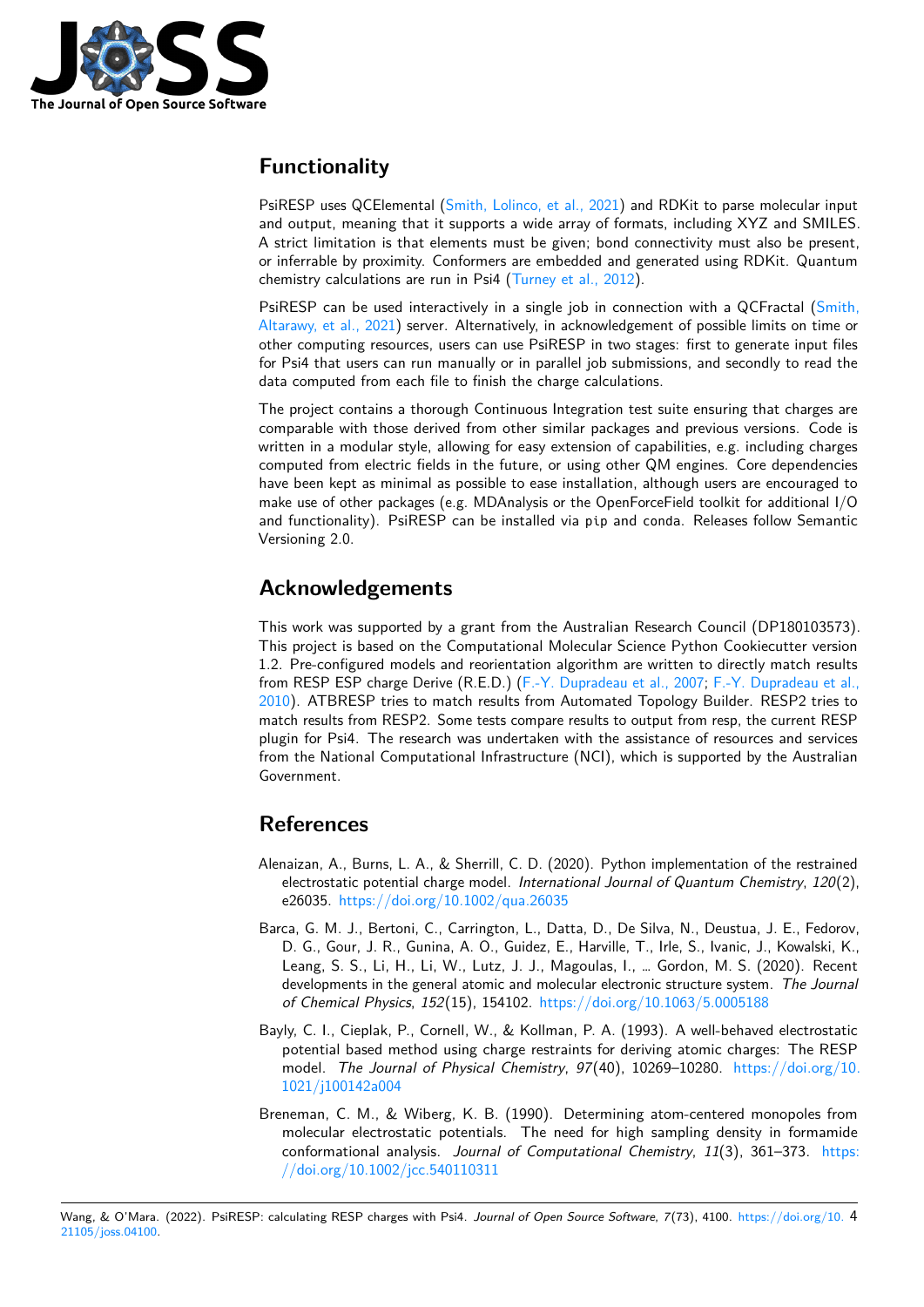## Functionality

PsiRESP uses QCElemental (Smith, Lolinco, et al., 2021) and RDKit to parse molecular input and output, meaning that it supports a wide array of formats, including XYZ and SMILES. A strict limitation is that elements must be given; bond connectivity must also be present, or inferrable by proximity. Conformers are embedded and generated using RDKit. Quantum chemistry calculations are run in Psi4 (Turney et al., 2012).

PsiRESP can be used interactively in a single job in connection with a QCFractal (Smith, Altarawy, et al., 2021) server. Alternatively, in acknowledgement of possible limits on time or other computing resources, users can use PsiRESP in two stages: first to generate input files for Psi4 that users can run manually or in parallel job submissions, and secondly to read the data computed from each file to finish the charge calculations.

The project contains a thorough Continuous Integration test suite ensuring that charges are comparable with those derived from other similar packages and previous versions. Code is written in a modular style, allowing for easy extension of capabilities, e.g. including charges computed from electric fields in the future, or using other QM engines. Core dependencies have been kept as minimal as possible to ease installation, although users are encouraged to make use of other packages (e.g. MDAnalysis or the OpenForceField toolkit for additional I/O and functionality). PsiRESP can be installed via `pip` and `conda`. Releases follow Semantic Versioning 2.0.

## Acknowledgements

This work was supported by a grant from the Australian Research Council (DP180103573). This project is based on the Computational Molecular Science Python Cookiecutter version 1.2. Pre-configured models and reorientation algorithm are written to directly match results from RESP ESP charge Derive (R.E.D.) (F.-Y. Dupradeau et al., 2007; F.-Y. Dupradeau et al., 2010). ATBRESP tries to match results from Automated Topology Builder. RESP2 tries to match results from RESP2. Some tests compare results to output from resp, the current RESP plugin for Psi4. The research was undertaken with the assistance of resources and services from the National Computational Infrastructure (NCI), which is supported by the Australian Government.

## References

Alenaizan, A., Burns, L. A., & Sherrill, C. D. (2020). Python implementation of the restrained electrostatic potential charge model. *International Journal of Quantum Chemistry*, *120*(2), e26035. https://doi.org/10.1002/qua.26035

Barca, G. M. J., Bertoni, C., Carrington, L., Datta, D., De Silva, N., Deustua, J. E., Fedorov, D. G., Gour, J. R., Gunina, A. O., Guidez, E., Harville, T., Irle, S., Ivanic, J., Kowalski, K., Leang, S. S., Li, H., Li, W., Lutz, J. J., Magoulas, I., … Gordon, M. S. (2020). Recent developments in the general atomic and molecular electronic structure system. *The Journal of Chemical Physics*, *152*(15), 154102. https://doi.org/10.1063/5.0005188

Bayly, C. I., Cieplak, P., Cornell, W., & Kollman, P. A. (1993). A well-behaved electrostatic potential based method using charge restraints for deriving atomic charges: The RESP model. *The Journal of Physical Chemistry*, *97*(40), 10269–10280. https://doi.org/10.1021/j100142a004

Breneman, C. M., & Wiberg, K. B. (1990). Determining atom-centered monopoles from molecular electrostatic potentials. The need for high sampling density in formamide conformational analysis. *Journal of Computational Chemistry*, *11*(3), 361–373. https://doi.org/10.1002/jcc.540110311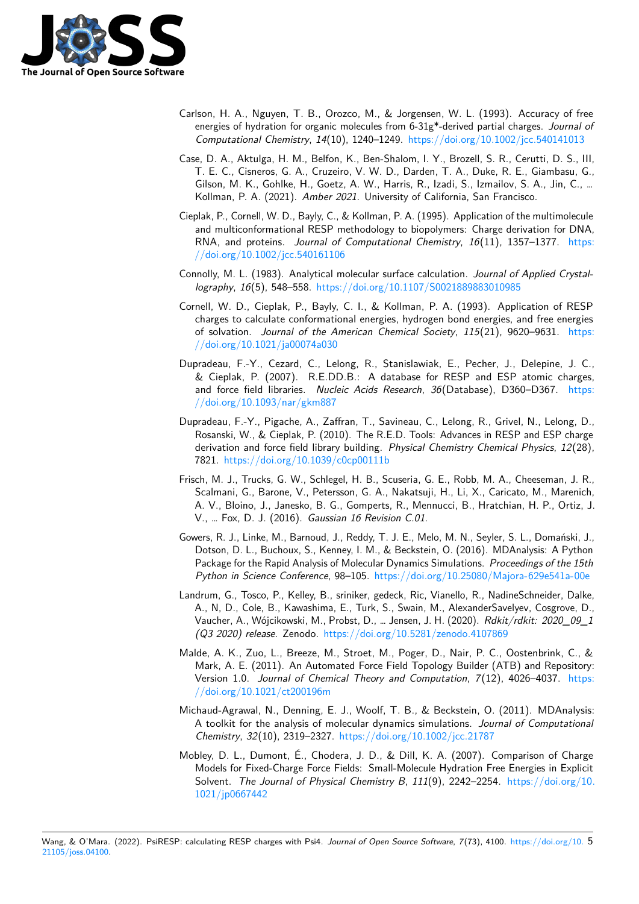Carlson, H. A., Nguyen, T. B., Orozco, M., & Jorgensen, W. L. (1993). Accuracy of free energies of hydration for organic molecules from 6-31g*-derived partial charges. *Journal of Computational Chemistry*, *14*(10), 1240–1249. https://doi.org/10.1002/jcc.540141013

Case, D. A., Aktulga, H. M., Belfon, K., Ben-Shalom, I. Y., Brozell, S. R., Cerutti, D. S., III, T. E. C., Cisneros, G. A., Cruzeiro, V. W. D., Darden, T. A., Duke, R. E., Giambasu, G., Gilson, M. K., Gohlke, H., Goetz, A. W., Harris, R., Izadi, S., Izmailov, S. A., Jin, C., … Kollman, P. A. (2021). *Amber 2021*. University of California, San Francisco.

Cieplak, P., Cornell, W. D., Bayly, C., & Kollman, P. A. (1995). Application of the multimolecule and multiconformational RESP methodology to biopolymers: Charge derivation for DNA, RNA, and proteins. *Journal of Computational Chemistry*, *16*(11), 1357–1377. https://doi.org/10.1002/jcc.540161106

Connolly, M. L. (1983). Analytical molecular surface calculation. *Journal of Applied Crystallography*, *16*(5), 548–558. https://doi.org/10.1107/S0021889883010985

Cornell, W. D., Cieplak, P., Bayly, C. I., & Kollman, P. A. (1993). Application of RESP charges to calculate conformational energies, hydrogen bond energies, and free energies of solvation. *Journal of the American Chemical Society*, *115*(21), 9620–9631. https://doi.org/10.1021/ja00074a030

Dupradeau, F.-Y., Cezard, C., Lelong, R., Stanislawiak, E., Pecher, J., Delepine, J. C., & Cieplak, P. (2007). R.E.DD.B.: A database for RESP and ESP atomic charges, and force field libraries. *Nucleic Acids Research*, *36*(Database), D360–D367. https://doi.org/10.1093/nar/gkm887

Dupradeau, F.-Y., Pigache, A., Zaffran, T., Savineau, C., Lelong, R., Grivel, N., Lelong, D., Rosanski, W., & Cieplak, P. (2010). The R.E.D. Tools: Advances in RESP and ESP charge derivation and force field library building. *Physical Chemistry Chemical Physics*, *12*(28), 7821. https://doi.org/10.1039/c0cp00111b

Frisch, M. J., Trucks, G. W., Schlegel, H. B., Scuseria, G. E., Robb, M. A., Cheeseman, J. R., Scalmani, G., Barone, V., Petersson, G. A., Nakatsuji, H., Li, X., Caricato, M., Marenich, A. V., Bloino, J., Janesko, B. G., Gomperts, R., Mennucci, B., Hratchian, H. P., Ortiz, J. V., … Fox, D. J. (2016). *Gaussian 16 Revision C.01*.

Gowers, R. J., Linke, M., Barnoud, J., Reddy, T. J. E., Melo, M. N., Seyler, S. L., Domański, J., Dotson, D. L., Buchoux, S., Kenney, I. M., & Beckstein, O. (2016). MDAnalysis: A Python Package for the Rapid Analysis of Molecular Dynamics Simulations. *Proceedings of the 15th Python in Science Conference*, 98–105. https://doi.org/10.25080/Majora-629e541a-00e

Landrum, G., Tosco, P., Kelley, B., sriniker, gedeck, Ric, Vianello, R., NadineSchneider, Dalke, A., N, D., Cole, B., Kawashima, E., Turk, S., Swain, M., AlexanderSavelyev, Cosgrove, D., Vaucher, A., Wójcikowski, M., Probst, D., … Jensen, J. H. (2020). *Rdkit/rdkit: 2020_09_1 (Q3 2020) release*. Zenodo. https://doi.org/10.5281/zenodo.4107869

Malde, A. K., Zuo, L., Breeze, M., Stroet, M., Poger, D., Nair, P. C., Oostenbrink, C., & Mark, A. E. (2011). An Automated Force Field Topology Builder (ATB) and Repository: Version 1.0. *Journal of Chemical Theory and Computation*, *7*(12), 4026–4037. https://doi.org/10.1021/ct200196m

Michaud-Agrawal, N., Denning, E. J., Woolf, T. B., & Beckstein, O. (2011). MDAnalysis: A toolkit for the analysis of molecular dynamics simulations. *Journal of Computational Chemistry*, *32*(10), 2319–2327. https://doi.org/10.1002/jcc.21787

Mobley, D. L., Dumont, É., Chodera, J. D., & Dill, K. A. (2007). Comparison of Charge Models for Fixed-Charge Force Fields: Small-Molecule Hydration Free Energies in Explicit Solvent. *The Journal of Physical Chemistry B*, *111*(9), 2242–2254. https://doi.org/10.1021/jp0667442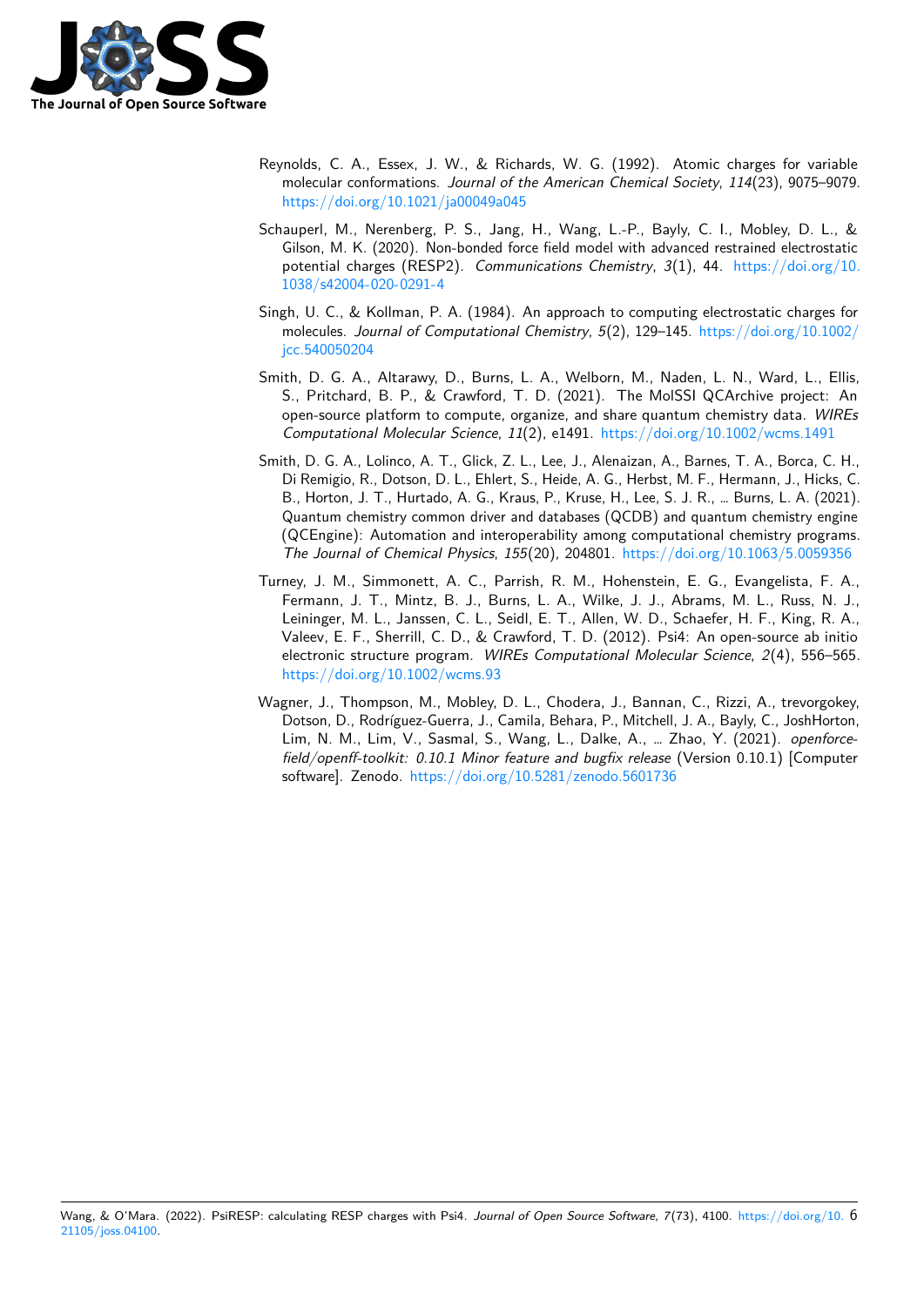Reynolds, C. A., Essex, J. W., & Richards, W. G. (1992). Atomic charges for variable molecular conformations. *Journal of the American Chemical Society*, *114*(23), 9075–9079. https://doi.org/10.1021/ja00049a045

Schauperl, M., Nerenberg, P. S., Jang, H., Wang, L.-P., Bayly, C. I., Mobley, D. L., & Gilson, M. K. (2020). Non-bonded force field model with advanced restrained electrostatic potential charges (RESP2). *Communications Chemistry*, *3*(1), 44. https://doi.org/10.1038/s42004-020-0291-4

Singh, U. C., & Kollman, P. A. (1984). An approach to computing electrostatic charges for molecules. *Journal of Computational Chemistry*, *5*(2), 129–145. https://doi.org/10.1002/jcc.540050204

Smith, D. G. A., Altarawy, D., Burns, L. A., Welborn, M., Naden, L. N., Ward, L., Ellis, S., Pritchard, B. P., & Crawford, T. D. (2021). The MolSSI QCArchive project: An open-source platform to compute, organize, and share quantum chemistry data. *WIREs Computational Molecular Science*, *11*(2), e1491. https://doi.org/10.1002/wcms.1491

Smith, D. G. A., Lolinco, A. T., Glick, Z. L., Lee, J., Alenaizan, A., Barnes, T. A., Borca, C. H., Di Remigio, R., Dotson, D. L., Ehlert, S., Heide, A. G., Herbst, M. F., Hermann, J., Hicks, C. B., Horton, J. T., Hurtado, A. G., Kraus, P., Kruse, H., Lee, S. J. R., … Burns, L. A. (2021). Quantum chemistry common driver and databases (QCDB) and quantum chemistry engine (QCEngine): Automation and interoperability among computational chemistry programs. *The Journal of Chemical Physics*, *155*(20), 204801. https://doi.org/10.1063/5.0059356

Turney, J. M., Simmonett, A. C., Parrish, R. M., Hohenstein, E. G., Evangelista, F. A., Fermann, J. T., Mintz, B. J., Burns, L. A., Wilke, J. J., Abrams, M. L., Russ, N. J., Leininger, M. L., Janssen, C. L., Seidl, E. T., Allen, W. D., Schaefer, H. F., King, R. A., Valeev, E. F., Sherrill, C. D., & Crawford, T. D. (2012). Psi4: An open-source ab initio electronic structure program. *WIREs Computational Molecular Science*, *2*(4), 556–565. https://doi.org/10.1002/wcms.93

Wagner, J., Thompson, M., Mobley, D. L., Chodera, J., Bannan, C., Rizzi, A., trevorgokey, Dotson, D., Rodríguez-Guerra, J., Camila, Behara, P., Mitchell, J. A., Bayly, C., JoshHorton, Lim, N. M., Lim, V., Sasmal, S., Wang, L., Dalke, A., … Zhao, Y. (2021). *openforcefield/openff-toolkit: 0.10.1 Minor feature and bugfix release* (Version 0.10.1) [Computer software]. Zenodo. https://doi.org/10.5281/zenodo.5601736